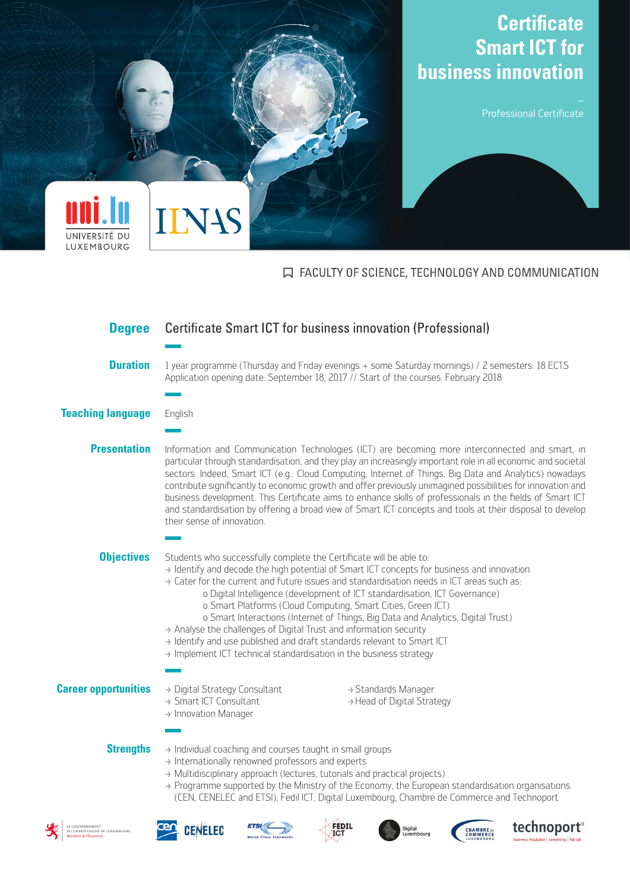# Certificate Smart ICT for business innovation

–

Professional Certificate

UNIVERSITÉ DU LUXEMBOURG

ILNAS

FACULTY OF SCIENCE, TECHNOLOGY AND COMMUNICATION

**Degree**

Certificate Smart ICT for business innovation (Professional)

**Duration**

1 year programme (Thursday and Friday evenings + some Saturday mornings) / 2 semesters: 18 ECTS
Application opening date: September 18, 2017 // Start of the courses: February 2018

**Teaching language**

English

**Presentation**

Information and Communication Technologies (ICT) are becoming more interconnected and smart, in particular through standardisation, and they play an increasingly important role in all economic and societal sectors. Indeed, Smart ICT (e.g.: Cloud Computing, Internet of Things, Big Data and Analytics) nowadays contribute significantly to economic growth and offer previously unimagined possibilities for innovation and business development. This Certificate aims to enhance skills of professionals in the fields of Smart ICT and standardisation by offering a broad view of Smart ICT concepts and tools at their disposal to develop their sense of innovation.

**Objectives**

Students who successfully complete the Certificate will be able to:

- → Identify and decode the high potential of Smart ICT concepts for business and innovation
- → Cater for the current and future issues and standardisation needs in ICT areas such as:
    - o Digital Intelligence (development of ICT standardisation, ICT Governance)
    - o Smart Platforms (Cloud Computing, Smart Cities, Green ICT)
    - o Smart Interactions (Internet of Things, Big Data and Analytics, Digital Trust)
- → Analyse the challenges of Digital Trust and information security
- → Identify and use published and draft standards relevant to Smart ICT
- → Implement ICT technical standardisation in the business strategy

**Career opportunities**

- → Digital Strategy Consultant
- → Smart ICT Consultant
- → Innovation Manager
- → Standards Manager
- → Head of Digital Strategy

**Strengths**

- → Individual coaching and courses taught in small groups
- → Internationally renowned professors and experts
- → Multidisciplinary approach (lectures, tutorials and practical projects)
- → Programme supported by the Ministry of the Economy, the European standardisation organisations (CEN, CENELEC and ETSI), Fedil ICT, Digital Luxembourg, Chambre de Commerce and Technoport

LE GOUVERNEMENT DU GRAND-DUCHÉ DE LUXEMBOURG Ministère de l'Économie | CEN | CENELEC | ETSI World Class Standards | FEDIL ICT | Digital Luxembourg | CHAMBRE DE COMMERCE LUXEMBOURG | technoport business incubator | coworking | fab lab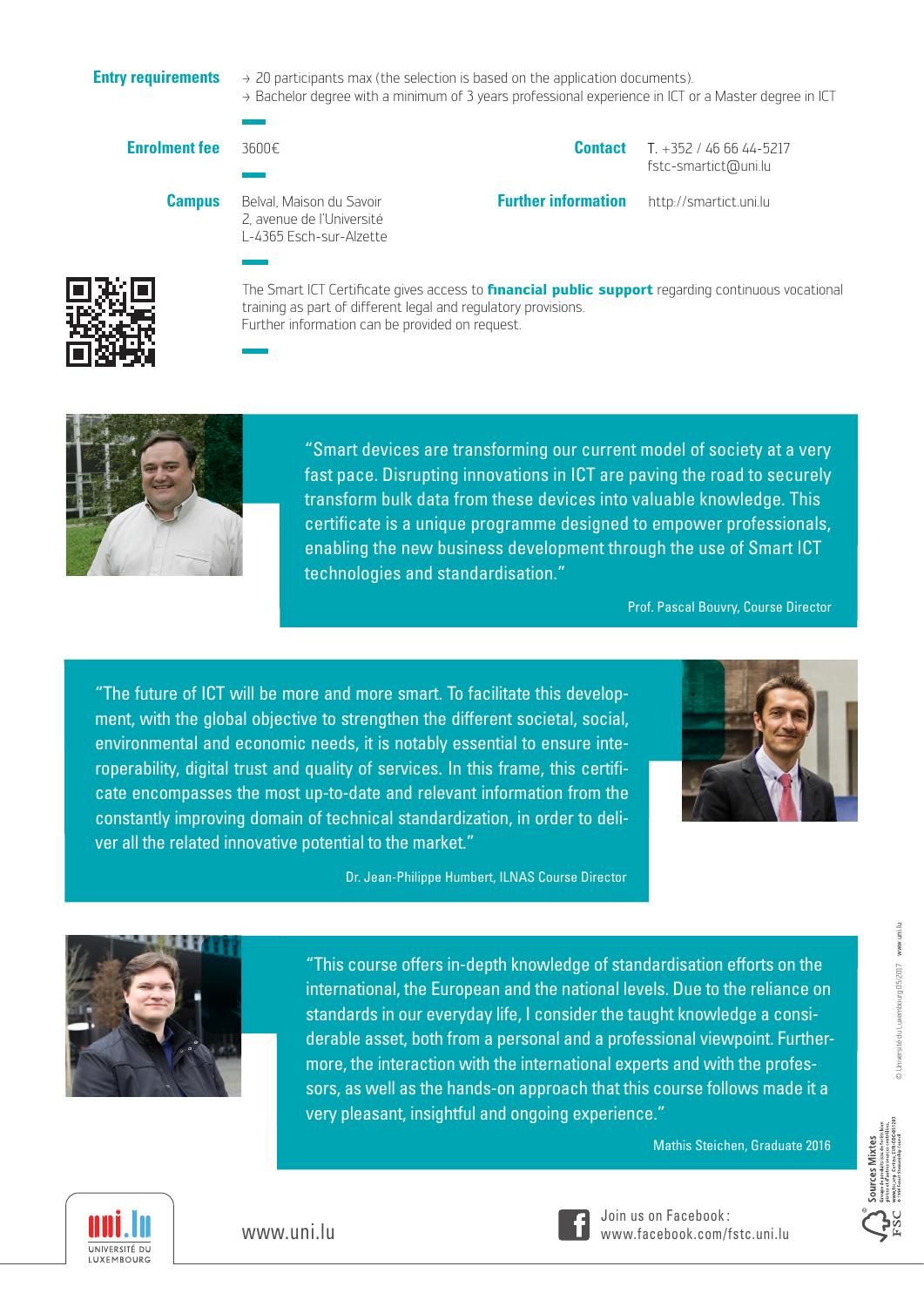**Entry requirements**

- → 20 participants max (the selection is based on the application documents).
- → Bachelor degree with a minimum of 3 years professional experience in ICT or a Master degree in ICT

**Enrolment fee** 3600€

**Campus** Belval, Maison du Savoir
2, avenue de l'Université
L-4365 Esch-sur-Alzette

**Contact** T. +352 / 46 66 44-5217
fstc-smartict@uni.lu

**Further information** http://smartict.uni.lu

The Smart ICT Certificate gives access to **financial public support** regarding continuous vocational training as part of different legal and regulatory provisions.
Further information can be provided on request.

"Smart devices are transforming our current model of society at a very fast pace. Disrupting innovations in ICT are paving the road to securely transform bulk data from these devices into valuable knowledge. This certificate is a unique programme designed to empower professionals, enabling the new business development through the use of Smart ICT technologies and standardisation."

Prof. Pascal Bouvry, Course Director

"The future of ICT will be more and more smart. To facilitate this development, with the global objective to strengthen the different societal, social, environmental and economic needs, it is notably essential to ensure interoperability, digital trust and quality of services. In this frame, this certificate encompasses the most up-to-date and relevant information from the constantly improving domain of technical standardization, in order to deliver all the related innovative potential to the market."

Dr. Jean-Philippe Humbert, ILNAS Course Director

"This course offers in-depth knowledge of standardisation efforts on the international, the European and the national levels. Due to the reliance on standards in our everyday life, I consider the taught knowledge a considerable asset, both from a personal and a professional viewpoint. Furthermore, the interaction with the international experts and with the professors, as well as the hands-on approach that this course follows made it a very pleasant, insightful and ongoing experience."

Mathis Steichen, Graduate 2016

UNIVERSITÉ DU LUXEMBOURG

www.uni.lu

Join us on Facebook:
www.facebook.com/fstc.uni.lu

© Université du Luxembourg 05/2017 www.uni.lu